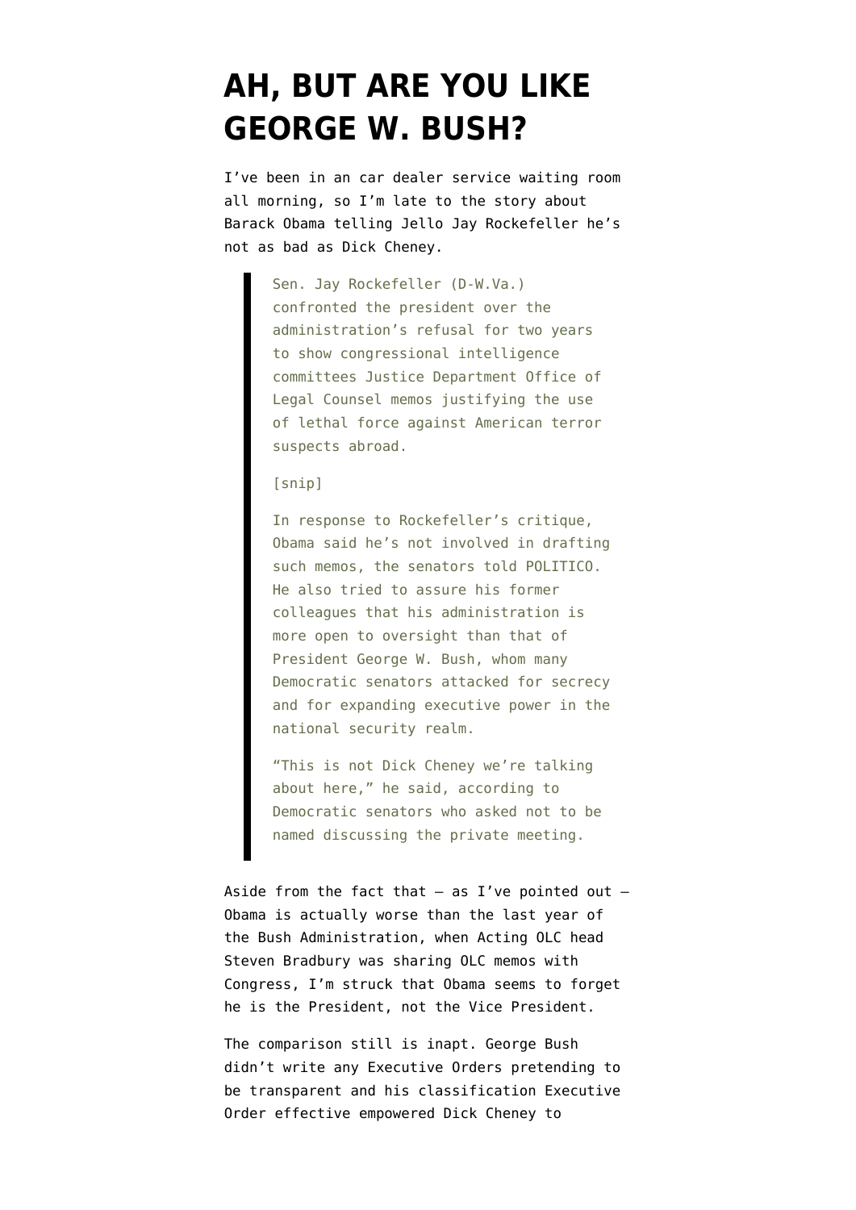# AH, BUT ARE YOU LIKE GEORGE W. BUSH?

I've been in an car dealer service waiting room all morning, so I'm late to the story about Barack Obama telling Jello Jay Rockefeller he's not as bad as Dick Cheney.

> Sen. Jay Rockefeller (D-W.Va.) confronted the president over the administration's refusal for two years to show congressional intelligence committees Justice Department Office of Legal Counsel memos justifying the use of lethal force against American terror suspects abroad.
>
> [snip]
>
> In response to Rockefeller's critique, Obama said he's not involved in drafting such memos, the senators told POLITICO. He also tried to assure his former colleagues that his administration is more open to oversight than that of President George W. Bush, whom many Democratic senators attacked for secrecy and for expanding executive power in the national security realm.
>
> "This is not Dick Cheney we're talking about here," he said, according to Democratic senators who asked not to be named discussing the private meeting.

Aside from the fact that — as I've pointed out — Obama is actually worse than the last year of the Bush Administration, when Acting OLC head Steven Bradbury was sharing OLC memos with Congress, I'm struck that Obama seems to forget he is the President, not the Vice President.

The comparison still is inapt. George Bush didn't write any Executive Orders pretending to be transparent and his classification Executive Order effective empowered Dick Cheney to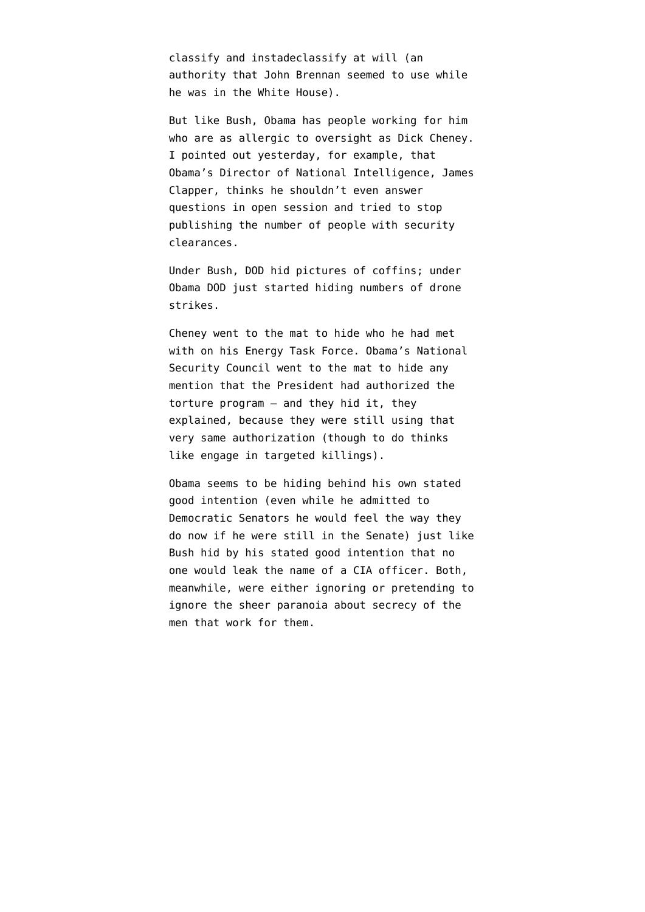classify and instadeclassify at will (an authority that John Brennan seemed to use while he was in the White House).

But like Bush, Obama has people working for him who are as allergic to oversight as Dick Cheney. I pointed out yesterday, for example, that Obama's Director of National Intelligence, James Clapper, thinks he shouldn't even answer questions in open session and tried to stop publishing the number of people with security clearances.

Under Bush, DOD hid pictures of coffins; under Obama DOD just started hiding numbers of drone strikes.

Cheney went to the mat to hide who he had met with on his Energy Task Force. Obama's National Security Council went to the mat to hide any mention that the President had authorized the torture program — and they hid it, they explained, because they were still using that very same authorization (though to do thinks like engage in targeted killings).

Obama seems to be hiding behind his own stated good intention (even while he admitted to Democratic Senators he would feel the way they do now if he were still in the Senate) just like Bush hid by his stated good intention that no one would leak the name of a CIA officer. Both, meanwhile, were either ignoring or pretending to ignore the sheer paranoia about secrecy of the men that work for them.